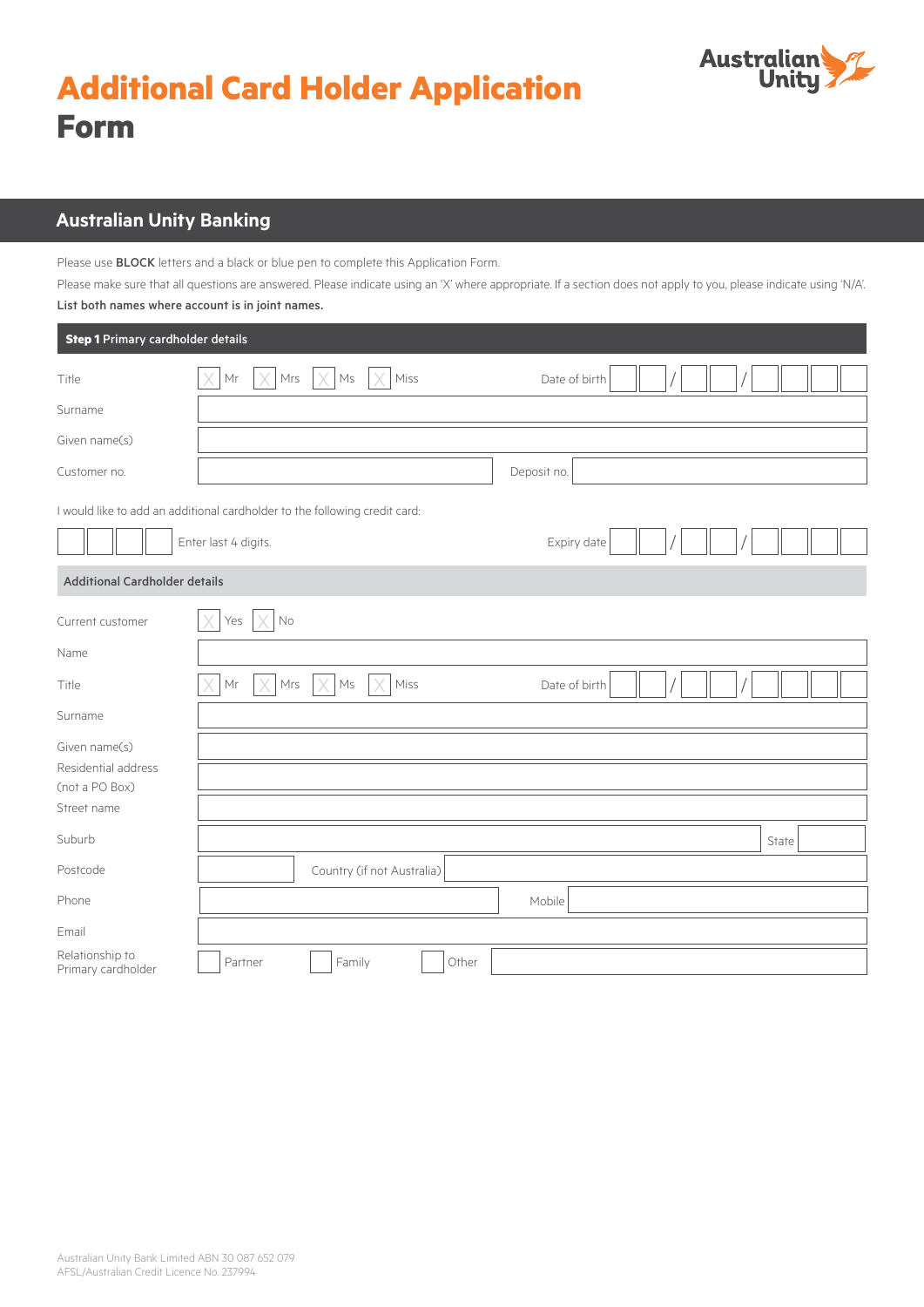# Additional Card Holder Application Form

Australian Unity

## Australian Unity Banking

Please use **BLOCK** letters and a black or blue pen to complete this Application Form.

Please make sure that all questions are answered. Please indicate using an 'X' where appropriate. If a section does not apply to you, please indicate using 'N/A'.

**List both names where account is in joint names.**

### Step 1 Primary cardholder details

Title ☐ Mr ☐ Mrs ☐ Ms ☐ Miss Date of birth ☐☐ / ☐☐ / ☐☐☐☐

Surname

Given name(s)

Customer no. Deposit no.

I would like to add an additional cardholder to the following credit card:

☐☐☐☐ Enter last 4 digits. Expiry date ☐☐ / ☐☐ / ☐☐☐☐

### Additional Cardholder details

Current customer ☐ Yes ☐ No

Name

Title ☐ Mr ☐ Mrs ☐ Ms ☐ Miss Date of birth ☐☐ / ☐☐ / ☐☐☐☐

Surname

Given name(s)

Residential address (not a PO Box)

Street name

Suburb State

Postcode Country (if not Australia)

Phone Mobile

Email

Relationship to Primary cardholder ☐ Partner ☐ Family ☐ Other

Australian Unity Bank Limited ABN 30 087 652 079
AFSL/Australian Credit Licence No. 237994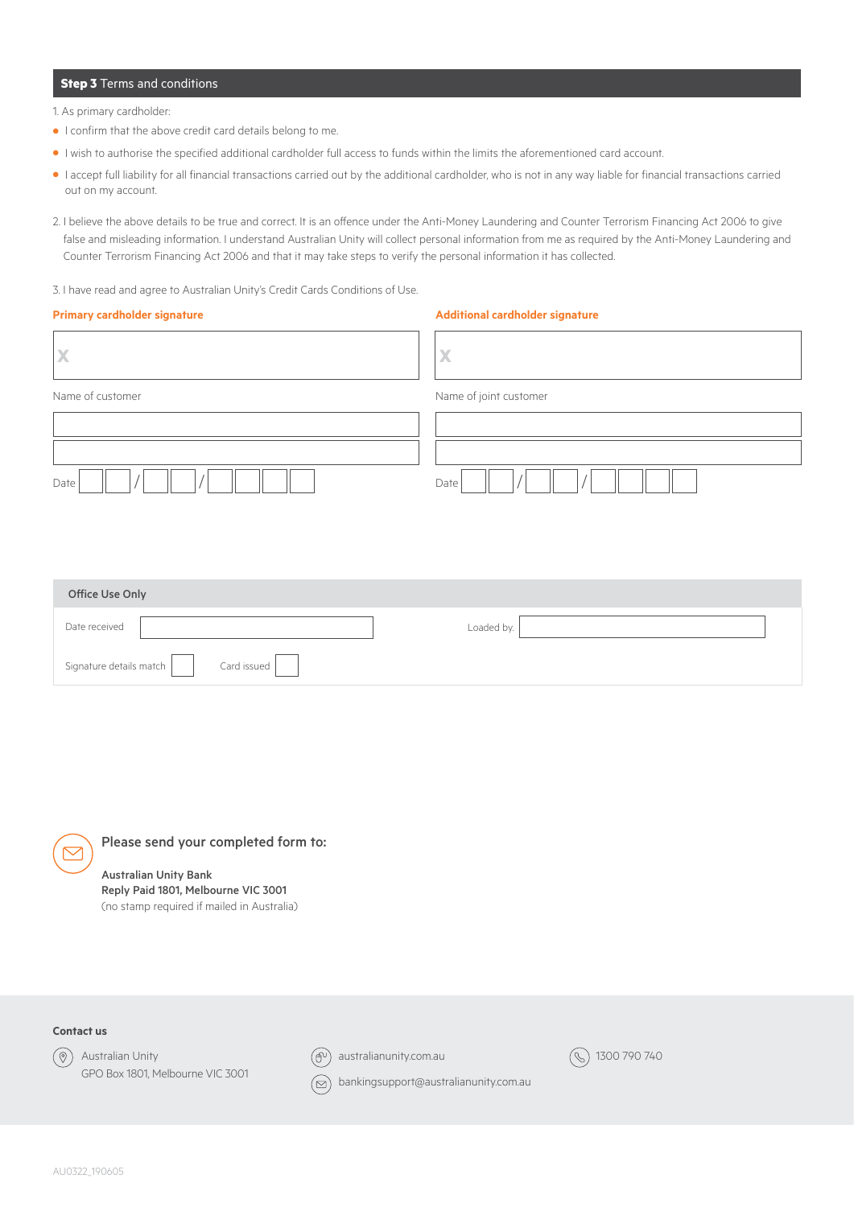## **Step 3** Terms and conditions

1. As primary cardholder:

- I confirm that the above credit card details belong to me.
- I wish to authorise the specified additional cardholder full access to funds within the limits the aforementioned card account.
- I accept full liability for all financial transactions carried out by the additional cardholder, who is not in any way liable for financial transactions carried out on my account.

2. I believe the above details to be true and correct. It is an offence under the Anti-Money Laundering and Counter Terrorism Financing Act 2006 to give false and misleading information. I understand Australian Unity will collect personal information from me as required by the Anti-Money Laundering and Counter Terrorism Financing Act 2006 and that it may take steps to verify the personal information it has collected.

3. I have read and agree to Australian Unity's Credit Cards Conditions of Use.

**Primary cardholder signature**

X

Name of customer

Date ___ ___ / ___ ___ / ___ ___ ___ ___

**Additional cardholder signature**

X

Name of joint customer

Date ___ ___ / ___ ___ / ___ ___ ___ ___

**Office Use Only**

| | | | |
|---|---|---|---|
| Date received | | Loaded by | |
| Signature details match | ☐ | Card issued | ☐ |

**Please send your completed form to:**

**Australian Unity Bank**
**Reply Paid 1801, Melbourne VIC 3001**
(no stamp required if mailed in Australia)

**Contact us**

Australian Unity
GPO Box 1801, Melbourne VIC 3001

australianunity.com.au

bankingsupport@australianunity.com.au

1300 790 740

AU0322_190605